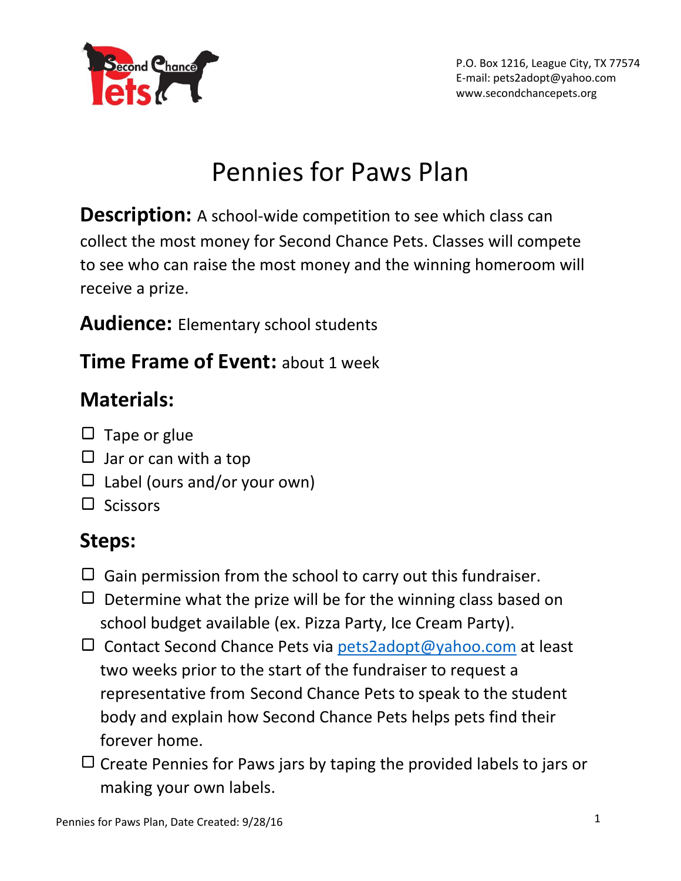P.O. Box 1216, League City, TX 77574
E-mail: pets2adopt@yahoo.com
www.secondchancepets.org

# Pennies for Paws Plan

**Description:** A school-wide competition to see which class can collect the most money for Second Chance Pets. Classes will compete to see who can raise the most money and the winning homeroom will receive a prize.

**Audience:** Elementary school students

**Time Frame of Event:** about 1 week

## Materials:

- ☐ Tape or glue
- ☐ Jar or can with a top
- ☐ Label (ours and/or your own)
- ☐ Scissors

## Steps:

- ☐ Gain permission from the school to carry out this fundraiser.
- ☐ Determine what the prize will be for the winning class based on school budget available (ex. Pizza Party, Ice Cream Party).
- ☐ Contact Second Chance Pets via pets2adopt@yahoo.com at least two weeks prior to the start of the fundraiser to request a representative from Second Chance Pets to speak to the student body and explain how Second Chance Pets helps pets find their forever home.
- ☐ Create Pennies for Paws jars by taping the provided labels to jars or making your own labels.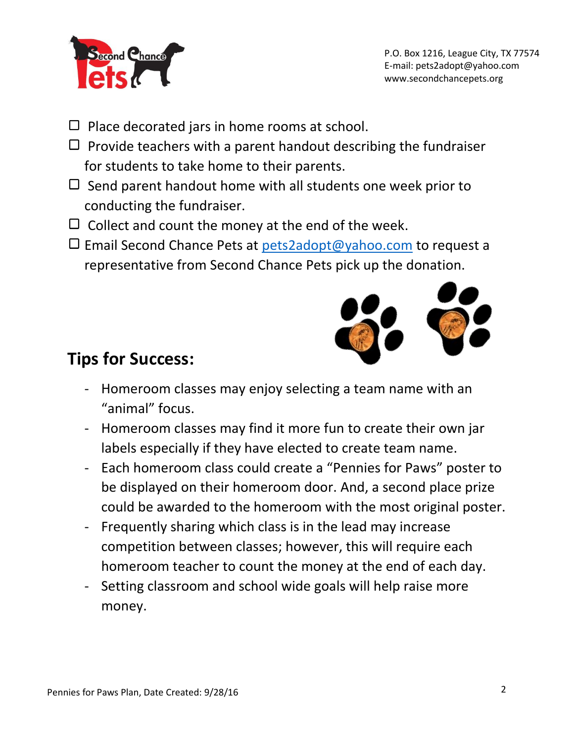- [ ] Place decorated jars in home rooms at school.
- [ ] Provide teachers with a parent handout describing the fundraiser for students to take home to their parents.
- [ ] Send parent handout home with all students one week prior to conducting the fundraiser.
- [ ] Collect and count the money at the end of the week.
- [ ] Email Second Chance Pets at pets2adopt@yahoo.com to request a representative from Second Chance Pets pick up the donation.

## Tips for Success:

- Homeroom classes may enjoy selecting a team name with an "animal" focus.
- Homeroom classes may find it more fun to create their own jar labels especially if they have elected to create team name.
- Each homeroom class could create a "Pennies for Paws" poster to be displayed on their homeroom door. And, a second place prize could be awarded to the homeroom with the most original poster.
- Frequently sharing which class is in the lead may increase competition between classes; however, this will require each homeroom teacher to count the money at the end of each day.
- Setting classroom and school wide goals will help raise more money.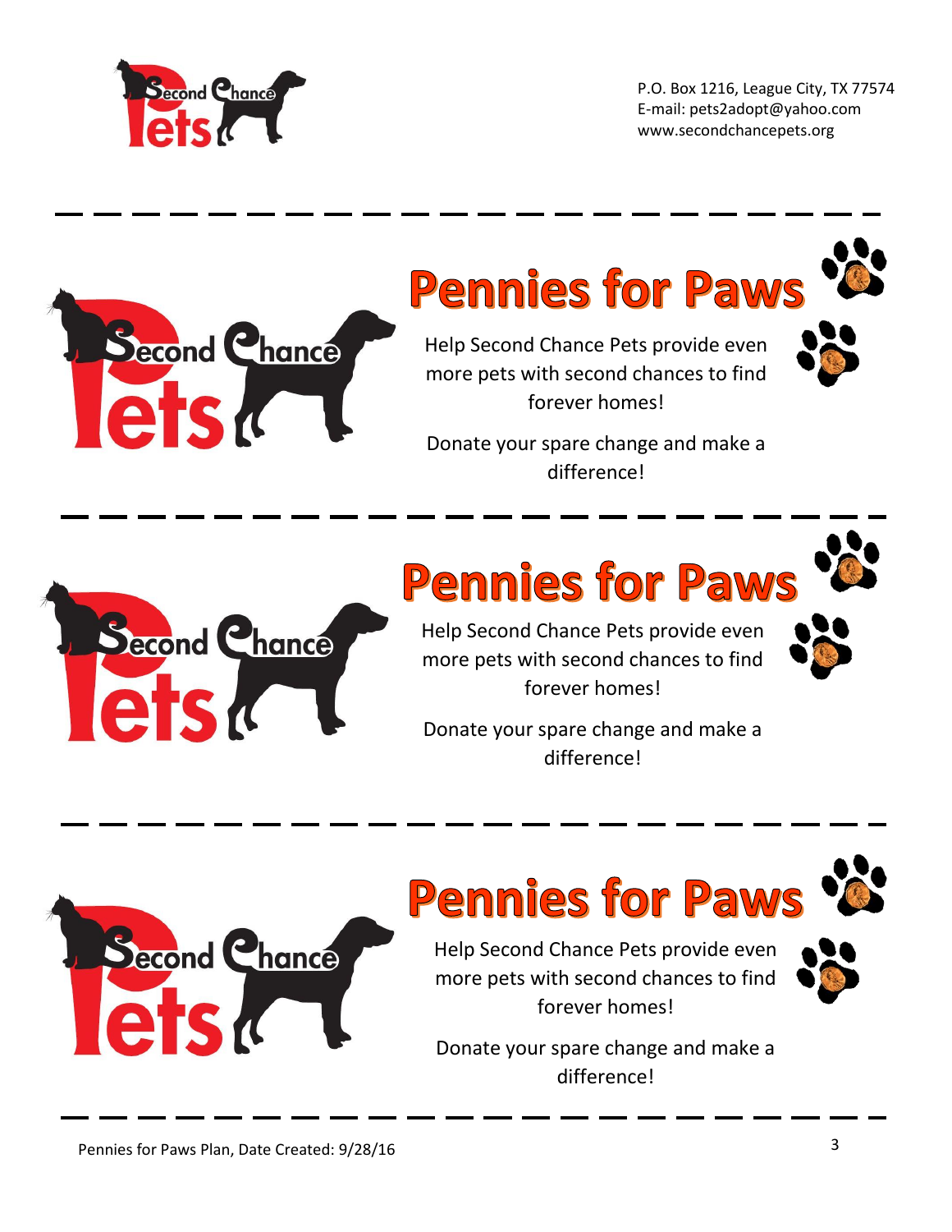P.O. Box 1216, League City, TX 77574
E-mail: pets2adopt@yahoo.com
www.secondchancepets.org

---

# Pennies for Paws

Help Second Chance Pets provide even more pets with second chances to find forever homes!

Donate your spare change and make a difference!

---

# Pennies for Paws

Help Second Chance Pets provide even more pets with second chances to find forever homes!

Donate your spare change and make a difference!

---

# Pennies for Paws

Help Second Chance Pets provide even more pets with second chances to find forever homes!

Donate your spare change and make a difference!

---

Pennies for Paws Plan, Date Created: 9/28/16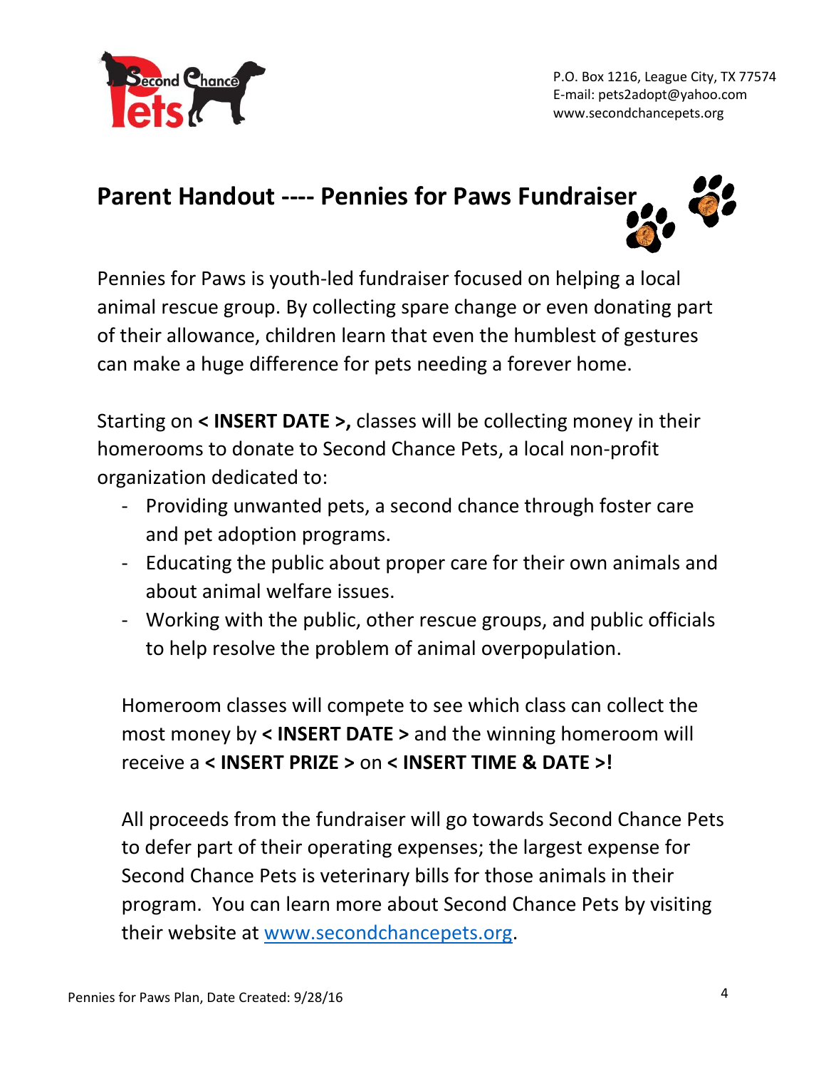P.O. Box 1216, League City, TX 77574
E-mail: pets2adopt@yahoo.com
www.secondchancepets.org

## Parent Handout ---- Pennies for Paws Fundraiser

Pennies for Paws is youth-led fundraiser focused on helping a local animal rescue group. By collecting spare change or even donating part of their allowance, children learn that even the humblest of gestures can make a huge difference for pets needing a forever home.

Starting on **< INSERT DATE >,** classes will be collecting money in their homerooms to donate to Second Chance Pets, a local non-profit organization dedicated to:

- Providing unwanted pets, a second chance through foster care and pet adoption programs.
- Educating the public about proper care for their own animals and about animal welfare issues.
- Working with the public, other rescue groups, and public officials to help resolve the problem of animal overpopulation.

Homeroom classes will compete to see which class can collect the most money by **< INSERT DATE >** and the winning homeroom will receive a **< INSERT PRIZE >** on **< INSERT TIME & DATE >!**

All proceeds from the fundraiser will go towards Second Chance Pets to defer part of their operating expenses; the largest expense for Second Chance Pets is veterinary bills for those animals in their program. You can learn more about Second Chance Pets by visiting their website at www.secondchancepets.org.

Pennies for Paws Plan, Date Created: 9/28/16